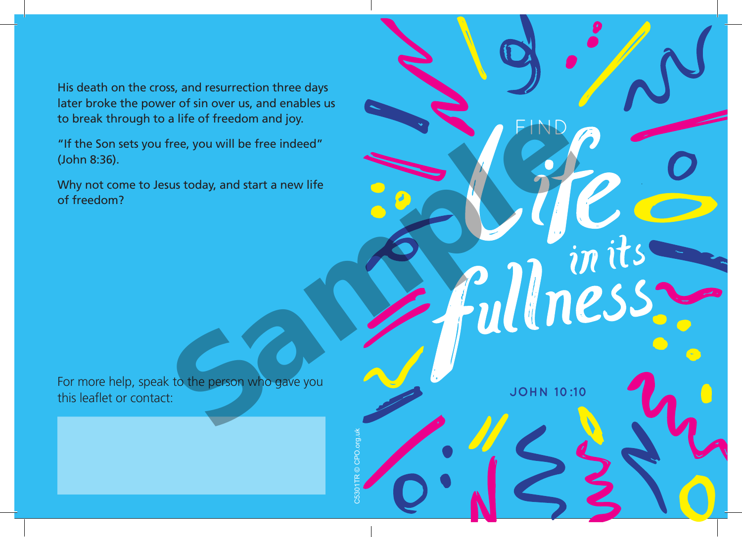His death on the cross, and resurrection three days later broke the power of sin over us, and enables us to break through to a life of freedom and joy.

"If the Son sets you free, you will be free indeed" (John 8:36).

Why not come to Jesus today, and start a new life of freedom?

For more help, speak to the person who gave you this leaflet or contact:

C5301TR © CPO.org.uk

# FIND *life in its fullness*

JOHN 10:10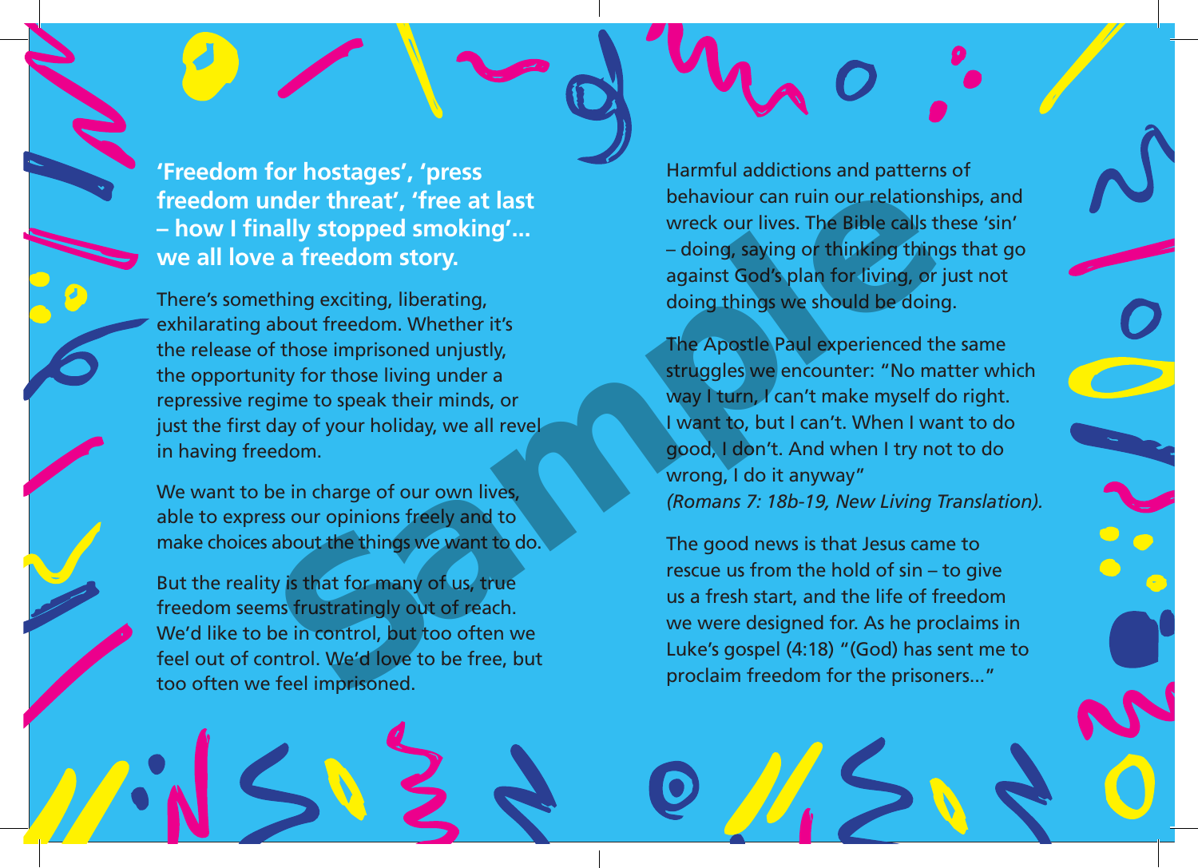**'Freedom for hostages', 'press freedom under threat', 'free at last – how I finally stopped smoking'... we all love a freedom story.**

There's something exciting, liberating, exhilarating about freedom. Whether it's the release of those imprisoned unjustly, the opportunity for those living under a repressive regime to speak their minds, or just the first day of your holiday, we all revel in having freedom.

We want to be in charge of our own lives, able to express our opinions freely and to make choices about the things we want to do.

But the reality is that for many of us, true freedom seems frustratingly out of reach. We'd like to be in control, but too often we feel out of control. We'd love to be free, but too often we feel imprisoned.

Harmful addictions and patterns of behaviour can ruin our relationships, and wreck our lives. The Bible calls these 'sin' – doing, saying or thinking things that go against God's plan for living, or just not doing things we should be doing.

The Apostle Paul experienced the same struggles we encounter: "No matter which way I turn, I can't make myself do right. I want to, but I can't. When I want to do good, I don't. And when I try not to do wrong, I do it anyway" *(Romans 7: 18b-19, New Living Translation).*

The good news is that Jesus came to rescue us from the hold of sin – to give us a fresh start, and the life of freedom we were designed for. As he proclaims in Luke's gospel (4:18) "(God) has sent me to proclaim freedom for the prisoners..."